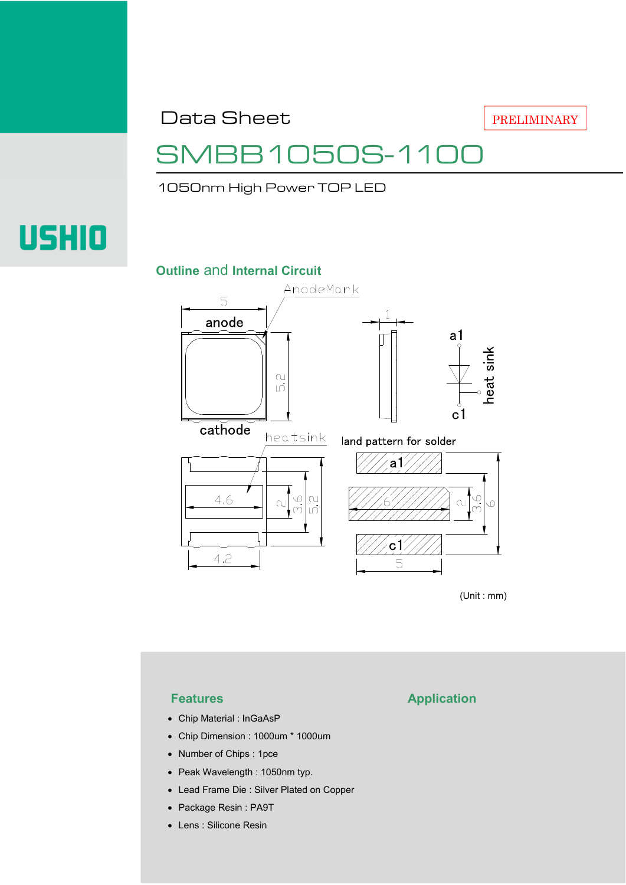Data Sheet

PRELIMINARY

# SMBB1050S-1100

1050nm High Power TOP LED

USHIO

## Outline and Internal Circuit

(Unit : mm)

## Features

- Chip Material : InGaAsP
- Chip Dimension : 1000um * 1000um
- Number of Chips : 1pce
- Peak Wavelength : 1050nm typ.
- Lead Frame Die : Silver Plated on Copper
- Package Resin : PA9T
- Lens : Silicone Resin

## Application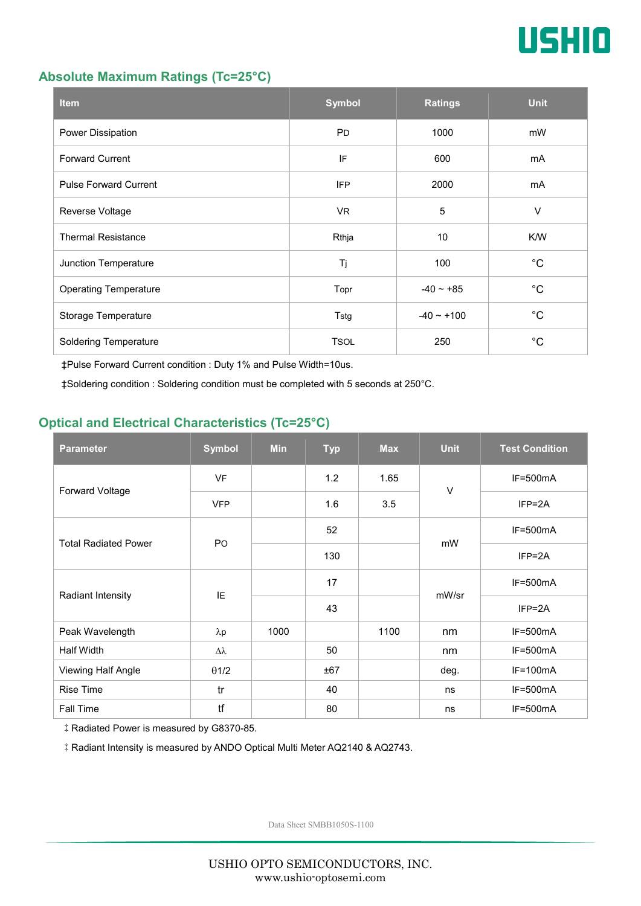## Absolute Maximum Ratings (Tc=25°C)

| Item | Symbol | Ratings | Unit |
|---|---|---|---|
| Power Dissipation | PD | 1000 | mW |
| Forward Current | IF | 600 | mA |
| Pulse Forward Current | IFP | 2000 | mA |
| Reverse Voltage | VR | 5 | V |
| Thermal Resistance | Rthja | 10 | K/W |
| Junction Temperature | Tj | 100 | °C |
| Operating Temperature | Topr | -40 ~ +85 | °C |
| Storage Temperature | Tstg | -40 ~ +100 | °C |
| Soldering Temperature | TSOL | 250 | °C |

‡Pulse Forward Current condition : Duty 1% and Pulse Width=10us.

‡Soldering condition : Soldering condition must be completed with 5 seconds at 250°C.

## Optical and Electrical Characteristics (Tc=25°C)

| Parameter | Symbol | Min | Typ | Max | Unit | Test Condition |
|---|---|---|---|---|---|---|
| Forward Voltage | VF | | 1.2 | 1.65 | V | IF=500mA |
| | VFP | | 1.6 | 3.5 | | IFP=2A |
| Total Radiated Power | PO | | 52 | | mW | IF=500mA |
| | | | 130 | | | IFP=2A |
| Radiant Intensity | IE | | 17 | | mW/sr | IF=500mA |
| | | | 43 | | | IFP=2A |
| Peak Wavelength | λp | 1000 | | 1100 | nm | IF=500mA |
| Half Width | Δλ | | 50 | | nm | IF=500mA |
| Viewing Half Angle | θ1/2 | | ±67 | | deg. | IF=100mA |
| Rise Time | tr | | 40 | | ns | IF=500mA |
| Fall Time | tf | | 80 | | ns | IF=500mA |

‡ Radiated Power is measured by G8370-85.

‡ Radiant Intensity is measured by ANDO Optical Multi Meter AQ2140 & AQ2743.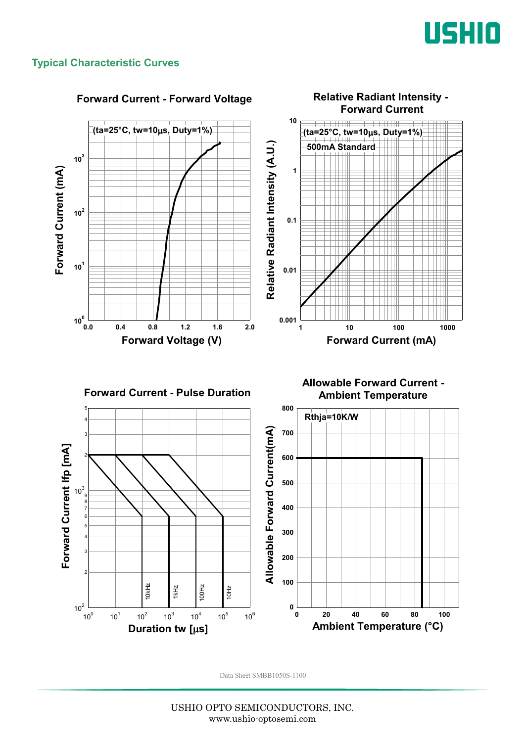## Typical Characteristic Curves

### Forward Current - Forward Voltage

(ta=25°C, tw=10μs, Duty=1%)

Forward Current (mA) vs. Forward Voltage (V)

### Relative Radiant Intensity - Forward Current

(ta=25°C, tw=10μs, Duty=1%)

500mA Standard

Relative Radiant Intensity (A.U.) vs. Forward Current (mA)

### Forward Current - Pulse Duration

Forward Current Ifp [mA] vs. Duration tw [μs]

10kHz, 1kHz, 100Hz, 10Hz

### Allowable Forward Current - Ambient Temperature

Rthja=10K/W

Allowable Forward Current(mA) vs. Ambient Temperature (°C)

Data Sheet SMBB1050S-1100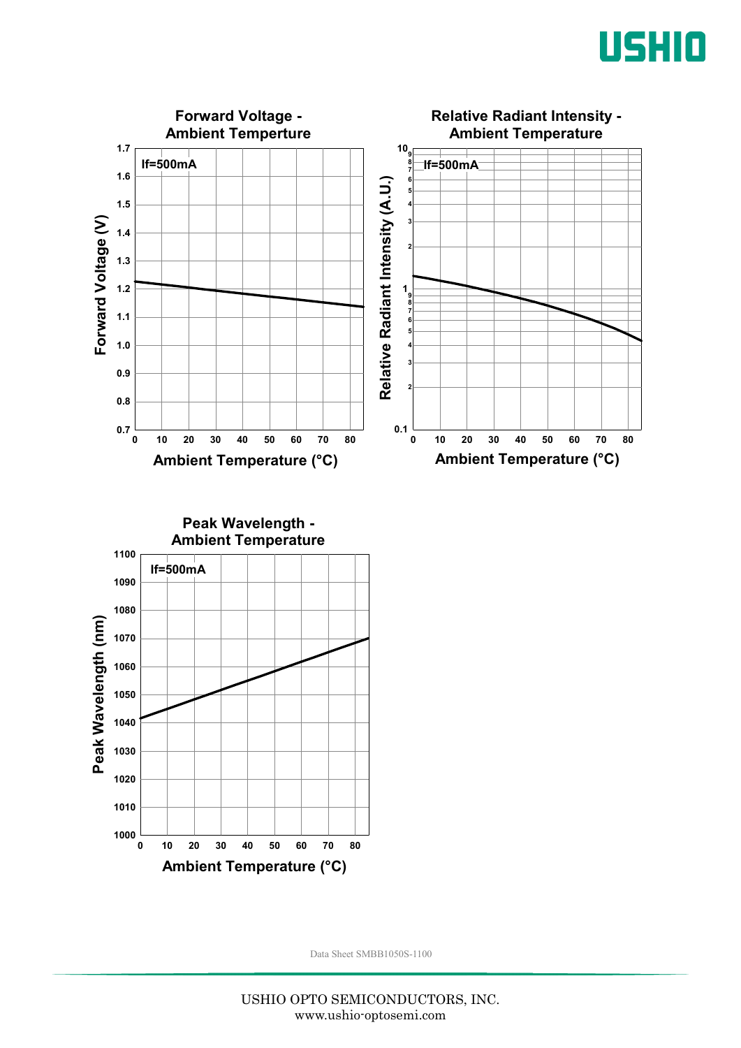## Forward Voltage - Ambient Temperture

If=500mA

Forward Voltage (V) vs. Ambient Temperature (°C)

## Relative Radiant Intensity - Ambient Temperature

If=500mA

Relative Radiant Intensity (A.U.) vs. Ambient Temperature (°C)

## Peak Wavelength - Ambient Temperature

If=500mA

Peak Wavelength (nm) vs. Ambient Temperature (°C)

Data Sheet SMBB1050S-1100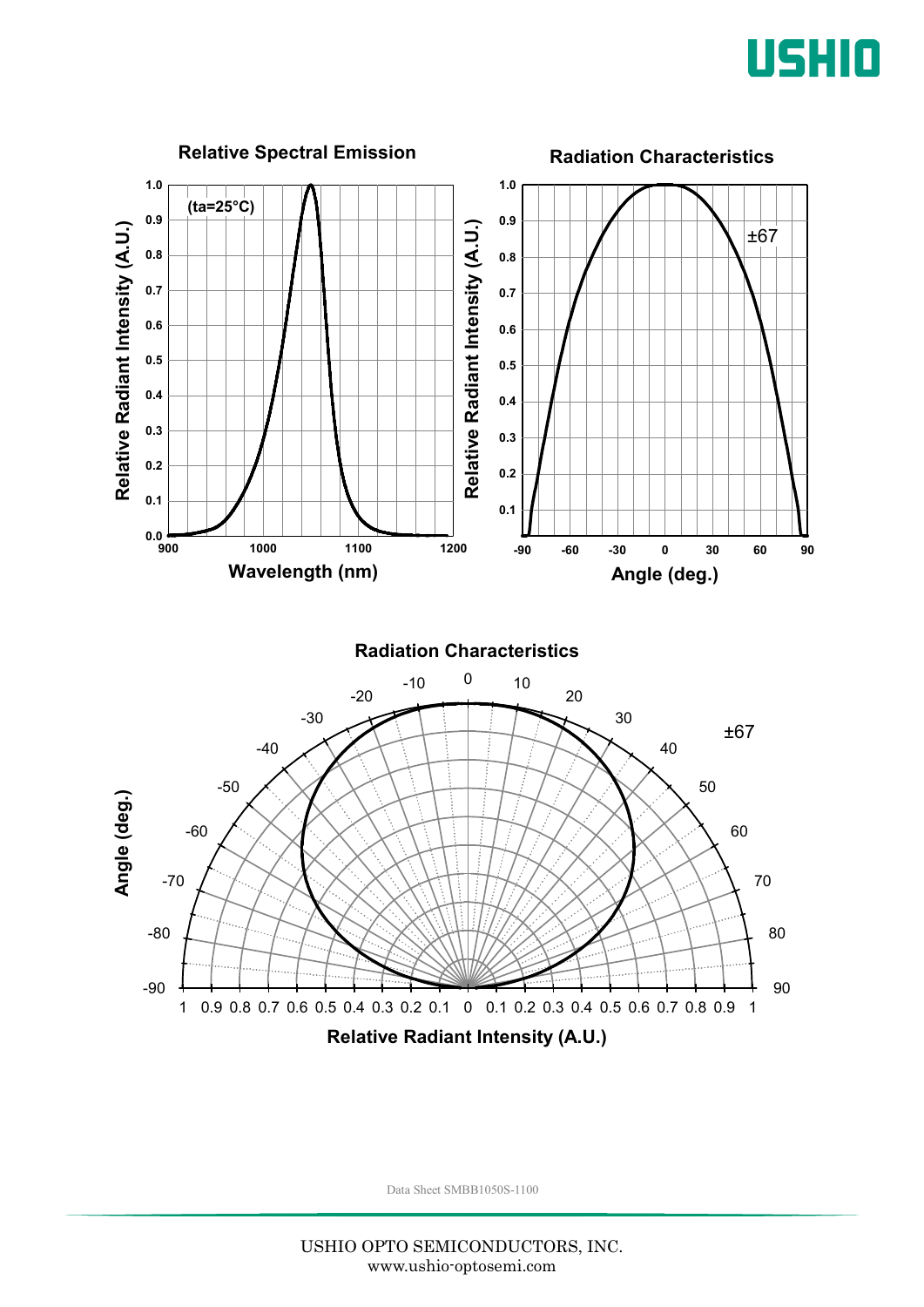### Relative Spectral Emission

(ta=25°C)

Relative Radiant Intensity (A.U.) vs. Wavelength (nm)

### Radiation Characteristics

±67

Relative Radiant Intensity (A.U.) vs. Angle (deg.)

### Radiation Characteristics

±67

Angle (deg.) vs. Relative Radiant Intensity (A.U.)

Data Sheet SMBB1050S-1100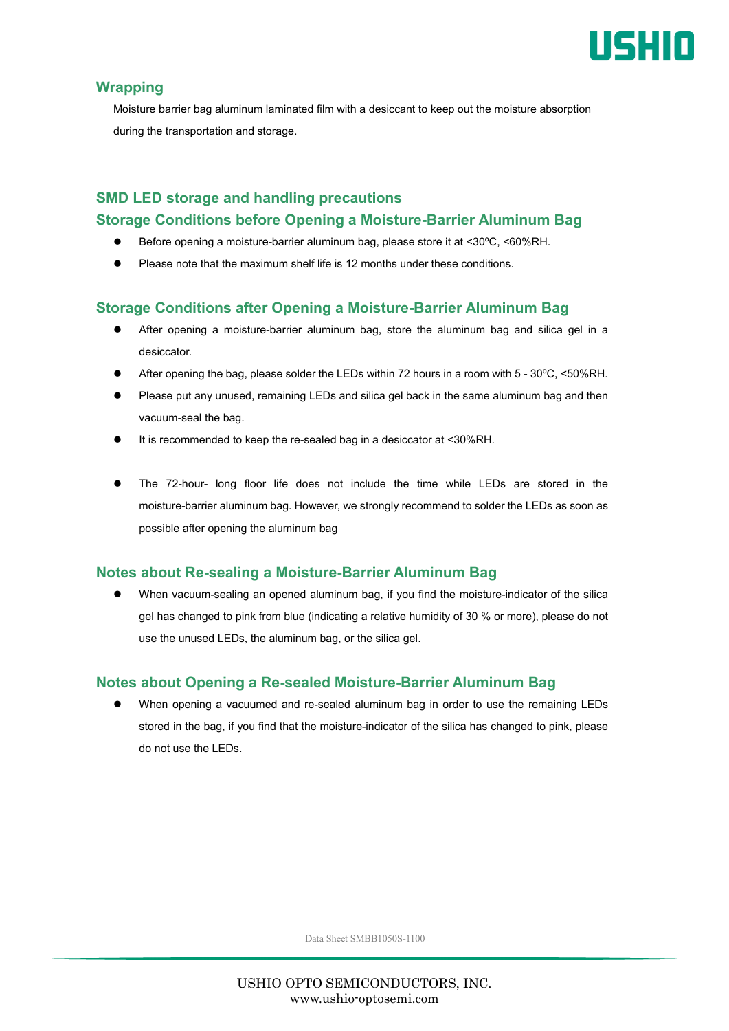## Wrapping

Moisture barrier bag aluminum laminated film with a desiccant to keep out the moisture absorption during the transportation and storage.

## SMD LED storage and handling precautions

### Storage Conditions before Opening a Moisture-Barrier Aluminum Bag

- Before opening a moisture-barrier aluminum bag, please store it at <30ºC, <60%RH.
- Please note that the maximum shelf life is 12 months under these conditions.

### Storage Conditions after Opening a Moisture-Barrier Aluminum Bag

- After opening a moisture-barrier aluminum bag, store the aluminum bag and silica gel in a desiccator.
- After opening the bag, please solder the LEDs within 72 hours in a room with 5 - 30ºC, <50%RH.
- Please put any unused, remaining LEDs and silica gel back in the same aluminum bag and then vacuum-seal the bag.
- It is recommended to keep the re-sealed bag in a desiccator at <30%RH.
- The 72-hour- long floor life does not include the time while LEDs are stored in the moisture-barrier aluminum bag. However, we strongly recommend to solder the LEDs as soon as possible after opening the aluminum bag

### Notes about Re-sealing a Moisture-Barrier Aluminum Bag

- When vacuum-sealing an opened aluminum bag, if you find the moisture-indicator of the silica gel has changed to pink from blue (indicating a relative humidity of 30 % or more), please do not use the unused LEDs, the aluminum bag, or the silica gel.

### Notes about Opening a Re-sealed Moisture-Barrier Aluminum Bag

- When opening a vacuumed and re-sealed aluminum bag in order to use the remaining LEDs stored in the bag, if you find that the moisture-indicator of the silica has changed to pink, please do not use the LEDs.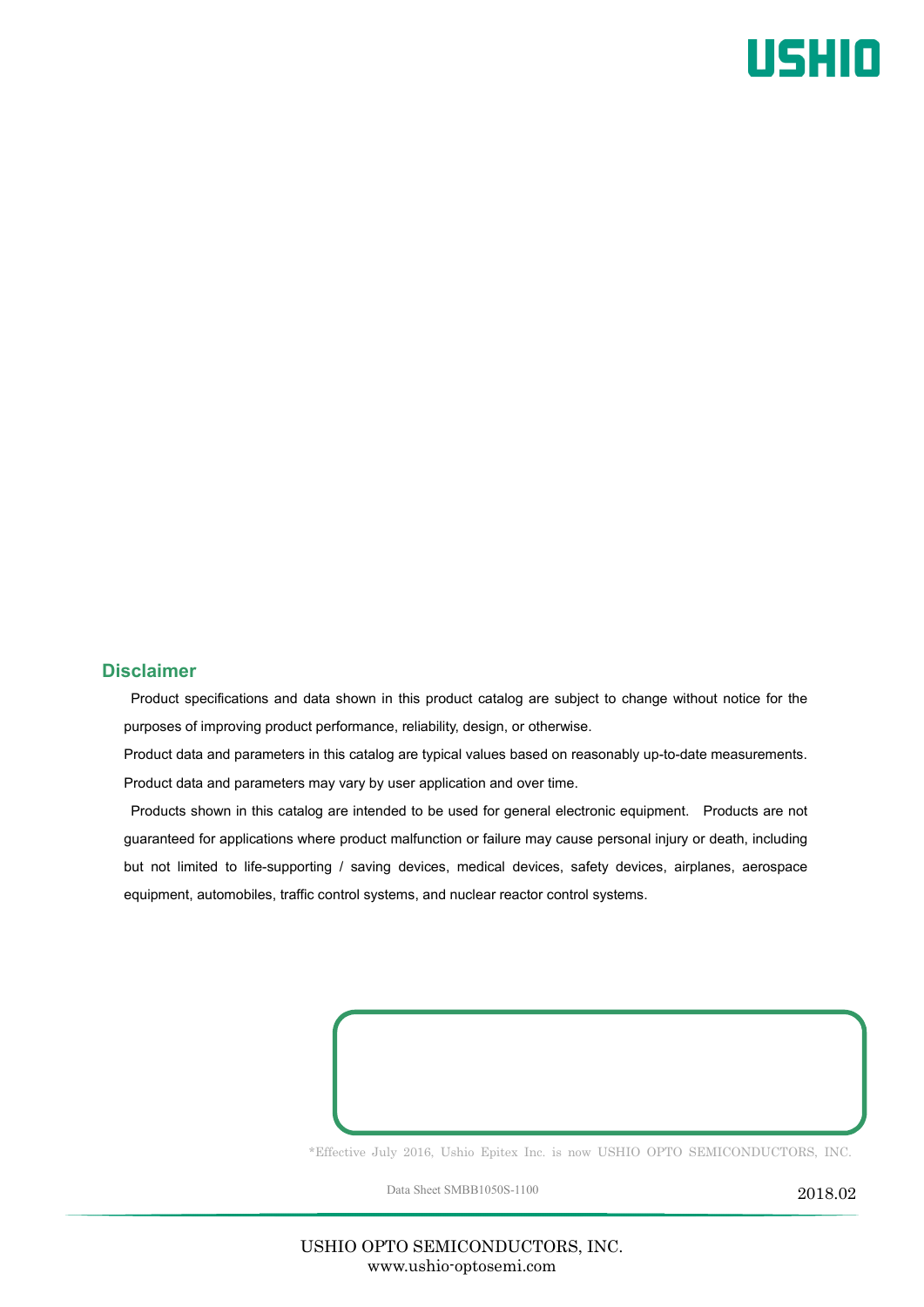## Disclaimer

Product specifications and data shown in this product catalog are subject to change without notice for the purposes of improving product performance, reliability, design, or otherwise.

Product data and parameters in this catalog are typical values based on reasonably up-to-date measurements. Product data and parameters may vary by user application and over time.

Products shown in this catalog are intended to be used for general electronic equipment. Products are not guaranteed for applications where product malfunction or failure may cause personal injury or death, including but not limited to life-supporting / saving devices, medical devices, safety devices, airplanes, aerospace equipment, automobiles, traffic control systems, and nuclear reactor control systems.

*Effective July 2016, Ushio Epitex Inc. is now USHIO OPTO SEMICONDUCTORS, INC.

Data Sheet SMBB1050S-1100

2018.02

USHIO OPTO SEMICONDUCTORS, INC.
www.ushio-optosemi.com